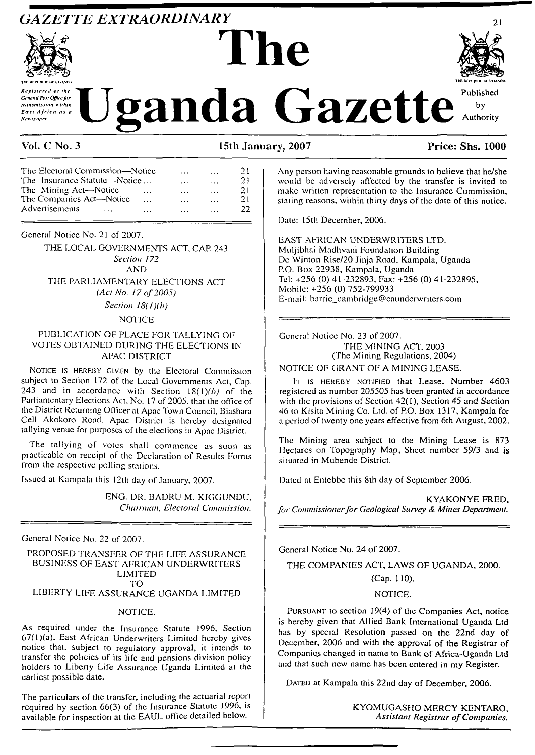# The Uganda Gazette

*GAZETTE EXTRAORDINARY*

*Registered at the General Post Office for transmission within East Africa as a Newspaper*

Published by Authority

**Vol. C No. 3** | **15th January, 2007** | **Price: Shs. 1000**

| | | |
|---|---|---|
| The Electoral Commission—Notice | ... ... | 21 |
| The Insurance Statute—Notice ... | ... ... | 21 |
| The Mining Act—Notice ... | ... ... | 21 |
| The Companies Act—Notice ... | ... ... | 21 |
| Advertisements ... ... | ... ... | 22 |

General Notice No. 21 of 2007.

THE LOCAL GOVERNMENTS ACT, CAP. 243

*Section 172*

AND

THE PARLIAMENTARY ELECTIONS ACT

*(Act No. 17 of 2005)*

*Section 18(1)(b)*

NOTICE

## PUBLICATION OF PLACE FOR TALLYING OF VOTES OBTAINED DURING THE ELECTIONS IN APAC DISTRICT

NOTICE IS HEREBY GIVEN by the Electoral Commission subject to Section 172 of the Local Governments Act, Cap. 243 and in accordance with Section 18(1)*(b)* of the Parliamentary Elections Act, No. 17 of 2005, that the office of the District Returning Officer at Apac Town Council, Biashara Cell Akokoro Road, Apac District is hereby designated tallying venue for purposes of the elections in Apac District.

The tallying of votes shall commence as soon as practicable on receipt of the Declaration of Results Forms from the respective polling stations.

Issued at Kampala this 12th day of January, 2007.

ENG. DR. BADRU M. KIGGUNDU,
*Chairman, Electoral Commission.*

---

General Notice No. 22 of 2007.

## PROPOSED TRANSFER OF THE LIFE ASSURANCE BUSINESS OF EAST AFRICAN UNDERWRITERS LIMITED TO LIBERTY LIFE ASSURANCE UGANDA LIMITED

NOTICE.

As required under the Insurance Statute 1996, Section 67(1)(a), East African Underwriters Limited hereby gives notice that, subject to regulatory approval, it intends to transfer the policies of its life and pensions division policy holders to Liberty Life Assurance Uganda Limited at the earliest possible date.

The particulars of the transfer, including the actuarial report required by section 66(3) of the Insurance Statute 1996, is available for inspection at the EAUL office detailed below.

Any person having reasonable grounds to believe that he/she would be adversely affected by the transfer is invited to make written representation to the Insurance Commission, stating reasons, within thirty days of the date of this notice.

Date: 15th December, 2006.

EAST AFRICAN UNDERWRITERS LTD.
Muljibhai Madhvani Foundation Building
De Winton Rise/20 Jinja Road, Kampala, Uganda
P.O. Box 22938, Kampala, Uganda
Tel: +256 (0) 41-232893, Fax: +256 (0) 41-232895,
Mobile: +256 (0) 752-799933
E-mail: barrie_cambridge@eaunderwriters.com

---

General Notice No. 23 of 2007.

THE MINING ACT, 2003
(The Mining Regulations, 2004)

## NOTICE OF GRANT OF A MINING LEASE.

IT IS HEREBY NOTIFIED that Lease, Number 4603 registered as number 205505 has been granted in accordance with the provisions of Section 42(1), Section 45 and Section 46 to Kisita Mining Co. Ltd. of P.O. Box 1317, Kampala for a period of twenty one years effective from 6th August, 2002.

The Mining area subject to the Mining Lease is 873 Hectares on Topography Map, Sheet number 59/3 and is situated in Mubende District.

Dated at Entebbe this 8th day of September 2006.

KYAKONYE FRED,
*for Commissioner for Geological Survey & Mines Department.*

---

General Notice No. 24 of 2007.

THE COMPANIES ACT, LAWS OF UGANDA, 2000.

(Cap. 110).

NOTICE.

PURSUANT to section 19(4) of the Companies Act, notice is hereby given that Allied Bank International Uganda Ltd has by special Resolution passed on the 22nd day of December, 2006 and with the approval of the Registrar of Companies changed in name to Bank of Africa-Uganda Ltd and that such new name has been entered in my Register.

DATED at Kampala this 22nd day of December, 2006.

KYOMUGASHO MERCY KENTARO,
*Assistant Registrar of Companies.*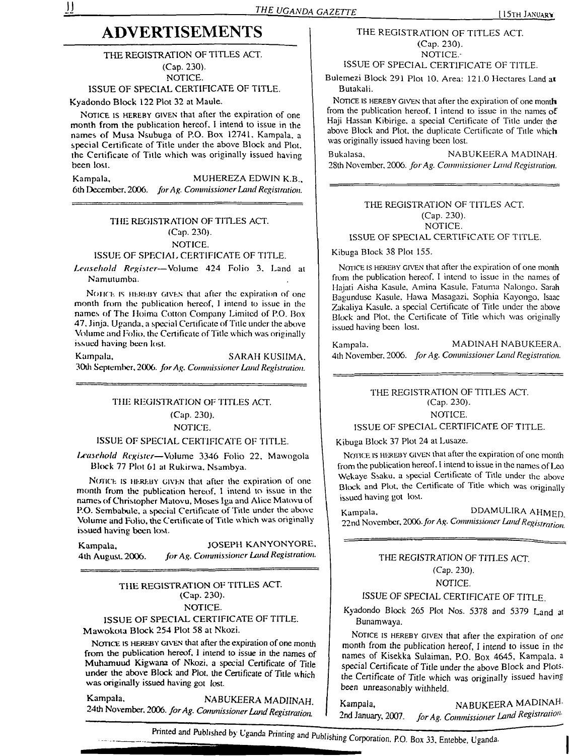# ADVERTISEMENTS

THE REGISTRATION OF TITLES ACT.
(Cap. 230).
NOTICE.
ISSUE OF SPECIAL CERTIFICATE OF TITLE.

Kyadondo Block 122 Plot 32 at Maule.

NOTICE IS HEREBY GIVEN that after the expiration of one month from the publication hereof, I intend to issue in the names of Musa Nsubuga of P.O. Box 12741, Kampala, a special Certificate of Title under the above Block and Plot, the Certificate of Title which was originally issued having been lost.

Kampala, MUHEREZA EDWIN K.B.,
6th December, 2006. *for Ag. Commissioner Land Registration.*

---

THE REGISTRATION OF TITLES ACT.
(Cap. 230).
NOTICE.
ISSUE OF SPECIAL CERTIFICATE OF TITLE.

*Leasehold Register*—Volume 424 Folio 3, Land at Namutumba.

NOTICE IS HEREBY GIVEN that after the expiration of one month from the publication hereof, I intend to issue in the names of The Hoima Cotton Company Limited of P.O. Box 47, Jinja, Uganda, a special Certificate of Title under the above Volume and Folio, the Certificate of Title which was originally issued having been lost.

Kampala, SARAH KUSIIMA,
30th September, 2006. *for Ag. Commissioner Land Registration.*

---

THE REGISTRATION OF TITLES ACT.
(Cap. 230).
NOTICE.
ISSUE OF SPECIAL CERTIFICATE OF TITLE.

*Leasehold Register*—Volume 3346 Folio 22, Mawogola Block 77 Plot 61 at Rukirwa, Nsambya.

NOTICE IS HEREBY GIVEN that after the expiration of one month from the publication hereof, I intend to issue in the names of Christopher Matovu, Moses Iga and Alice Matovu of P.O. Sembabule, a special Certificate of Title under the above Volume and Folio, the Certificate of Title which was originally issued having been lost.

Kampala, JOSEPH KANYONYORE,
4th August, 2006. *for Ag. Commissioner Land Registration.*

---

THE REGISTRATION OF TITLES ACT.
(Cap. 230).
NOTICE.
ISSUE OF SPECIAL CERTIFICATE OF TITLE.

Mawokota Block 254 Plot 58 at Nkozi.

NOTICE IS HEREBY GIVEN that after the expiration of one month from the publication hereof, I intend to issue in the names of Muhamuud Kigwana of Nkozi, a special Certificate of Title under the above Block and Plot, the Certificate of Title which was originally issued having got lost.

Kampala, NABUKEERA MADIINAH.
24th November, 2006. *for Ag. Commissioner Land Registration.*

---

THE REGISTRATION OF TITLES ACT.
(Cap. 230).
NOTICE.
ISSUE OF SPECIAL CERTIFICATE OF TITLE.

Bulemezi Block 291 Plot 10, Area: 121.0 Hectares Land at Butakali.

NOTICE IS HEREBY GIVEN that after the expiration of one month from the publication hereof, I intend to issue in the names of Haji Hassan Kibirige, a special Certificate of Title under the above Block and Plot, the duplicate Certificate of Title which was originally issued having been lost.

Bukalasa, NABUKEERA MADINAH.
28th November, 2006. *for Ag. Commissioner Land Registration.*

---

THE REGISTRATION OF TITLES ACT.
(Cap. 230).
NOTICE.
ISSUE OF SPECIAL CERTIFICATE OF TITLE.

Kibuga Block 38 Plot 155.

NOTICE IS HEREBY GIVEN that after the expiration of one month from the publication hereof, I intend to issue in the names of Hajati Aisha Kasule, Amina Kasule, Fatuma Nalongo, Sarah Bagunduse Kasule, Hawa Masagazi, Sophia Kayongo, Isaac Zakaliya Kasule, a special Certificate of Title under the above Block and Plot, the Certificate of Title which was originally issued having been lost.

Kampala, MADINAH NABUKEERA,
4th November, 2006. *for Ag. Commissioner Land Registration.*

---

THE REGISTRATION OF TITLES ACT.
(Cap. 230).
NOTICE.
ISSUE OF SPECIAL CERTIFICATE OF TITLE.

Kibuga Block 37 Plot 24 at Lusaze.

NOTICE IS HEREBY GIVEN that after the expiration of one month from the publication hereof, I intend to issue in the names of Leo Wekaye Ssaku, a special Certificate of Title under the above Block and Plot, the Certificate of Title which was originally issued having got lost.

Kampala, DDAMULIRA AHMED,
22nd November, 2006. *for Ag. Commissioner Land Registration.*

---

THE REGISTRATION OF TITLES ACT.
(Cap. 230).
NOTICE.
ISSUE OF SPECIAL CERTIFICATE OF TITLE.

Kyadondo Block 265 Plot Nos. 5378 and 5379 Land at Bunamwaya.

NOTICE IS HEREBY GIVEN that after the expiration of one month from the publication hereof, I intend to issue in the names of Kisekka Sulaiman, P.O. Box 4645, Kampala, a special Certificate of Title under the above Block and Plots, the Certificate of Title which was originally issued having been unreasonably withheld.

Kampala, NABUKEERA MADINAH.
2nd January, 2007. *for Ag. Commissioner Land Registration.*

---

Printed and Published by Uganda Printing and Publishing Corporation, P.O. Box 33, Entebbe, Uganda.